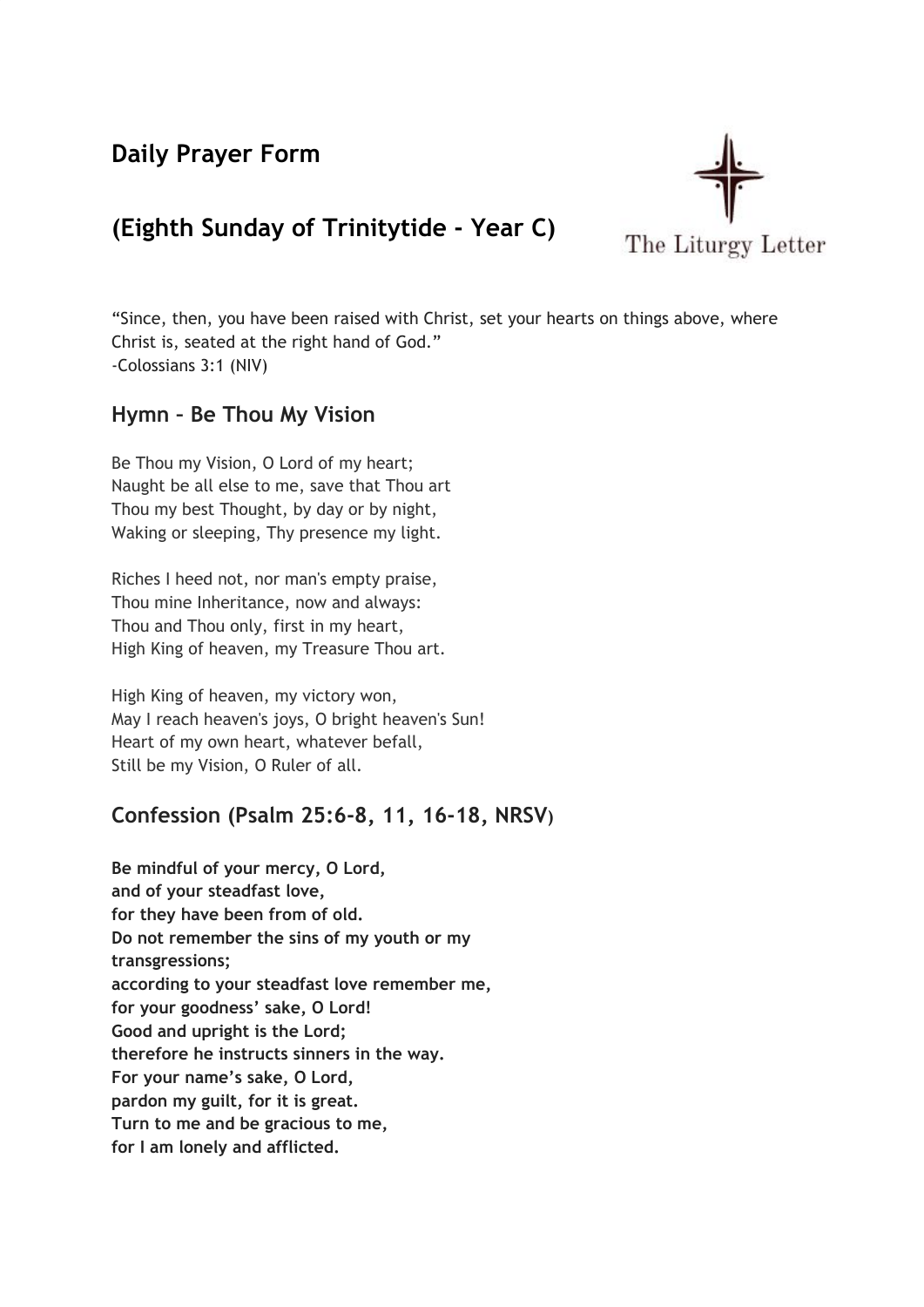## Daily Prayer Form

## (Eighth Sunday of Trinitytide - Year C)

The Liturgy Letter

"Since, then, you have been raised with Christ, set your hearts on things above, where Christ is, seated at the right hand of God."
-Colossians 3:1 (NIV)

### Hymn – Be Thou My Vision

Be Thou my Vision, O Lord of my heart;
Naught be all else to me, save that Thou art
Thou my best Thought, by day or by night,
Waking or sleeping, Thy presence my light.

Riches I heed not, nor man's empty praise,
Thou mine Inheritance, now and always:
Thou and Thou only, first in my heart,
High King of heaven, my Treasure Thou art.

High King of heaven, my victory won,
May I reach heaven's joys, O bright heaven's Sun!
Heart of my own heart, whatever befall,
Still be my Vision, O Ruler of all.

### Confession (Psalm 25:6-8, 11, 16-18, NRSV)

**Be mindful of your mercy, O Lord,**
**and of your steadfast love,**
**for they have been from of old.**
**Do not remember the sins of my youth or my transgressions;**
**according to your steadfast love remember me,**
**for your goodness' sake, O Lord!**
**Good and upright is the Lord;**
**therefore he instructs sinners in the way.**
**For your name's sake, O Lord,**
**pardon my guilt, for it is great.**
**Turn to me and be gracious to me,**
**for I am lonely and afflicted.**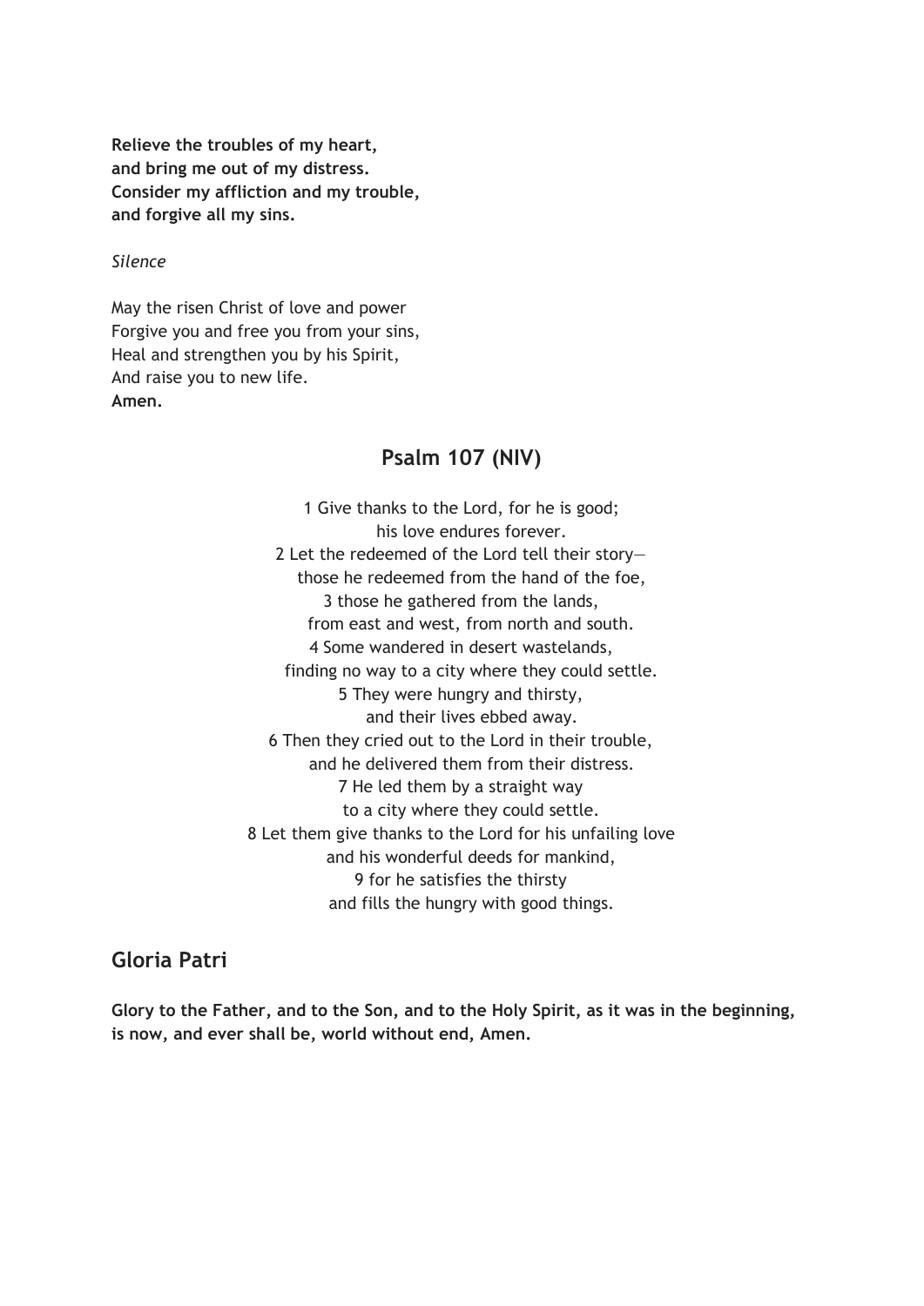**Relieve the troubles of my heart,**
**and bring me out of my distress.**
**Consider my affliction and my trouble,**
**and forgive all my sins.**

*Silence*

May the risen Christ of love and power
Forgive you and free you from your sins,
Heal and strengthen you by his Spirit,
And raise you to new life.
**Amen.**

## Psalm 107 (NIV)

1 Give thanks to the Lord, for he is good;
his love endures forever.
2 Let the redeemed of the Lord tell their story—
those he redeemed from the hand of the foe,
3 those he gathered from the lands,
from east and west, from north and south.
4 Some wandered in desert wastelands,
finding no way to a city where they could settle.
5 They were hungry and thirsty,
and their lives ebbed away.
6 Then they cried out to the Lord in their trouble,
and he delivered them from their distress.
7 He led them by a straight way
to a city where they could settle.
8 Let them give thanks to the Lord for his unfailing love
and his wonderful deeds for mankind,
9 for he satisfies the thirsty
and fills the hungry with good things.

## Gloria Patri

**Glory to the Father, and to the Son, and to the Holy Spirit, as it was in the beginning, is now, and ever shall be, world without end, Amen.**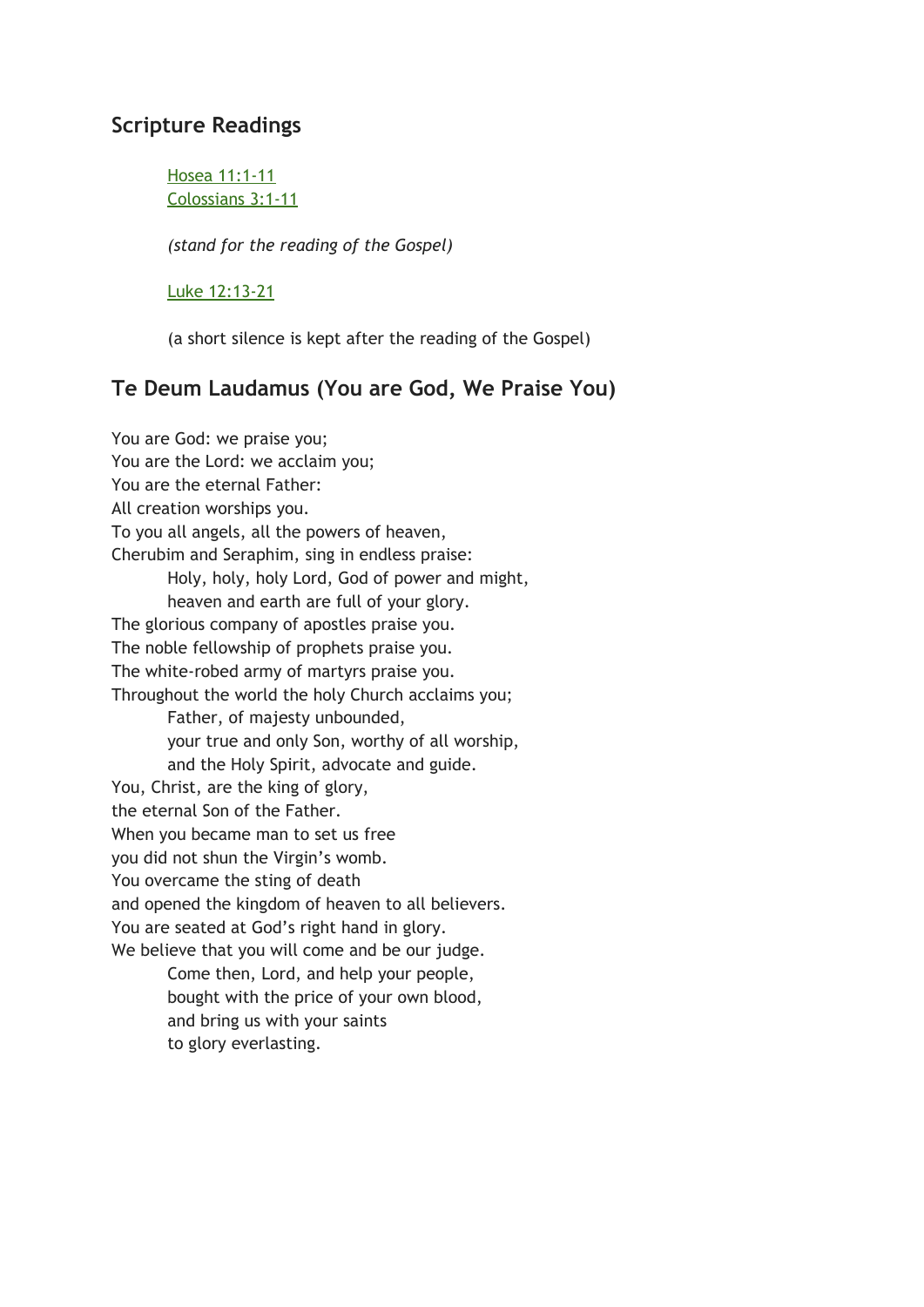## Scripture Readings

> [Hosea 11:1-11](#)
> [Colossians 3:1-11](#)
>
> *(stand for the reading of the Gospel)*
>
> [Luke 12:13-21](#)
>
> (a short silence is kept after the reading of the Gospel)

## Te Deum Laudamus (You are God, We Praise You)

You are God: we praise you;
You are the Lord: we acclaim you;
You are the eternal Father:
All creation worships you.
To you all angels, all the powers of heaven,
Cherubim and Seraphim, sing in endless praise:

> Holy, holy, holy Lord, God of power and might,
> heaven and earth are full of your glory.

The glorious company of apostles praise you.
The noble fellowship of prophets praise you.
The white-robed army of martyrs praise you.
Throughout the world the holy Church acclaims you;

> Father, of majesty unbounded,
> your true and only Son, worthy of all worship,
> and the Holy Spirit, advocate and guide.

You, Christ, are the king of glory,
the eternal Son of the Father.
When you became man to set us free
you did not shun the Virgin's womb.
You overcame the sting of death
and opened the kingdom of heaven to all believers.
You are seated at God's right hand in glory.
We believe that you will come and be our judge.

> Come then, Lord, and help your people,
> bought with the price of your own blood,
> and bring us with your saints
> to glory everlasting.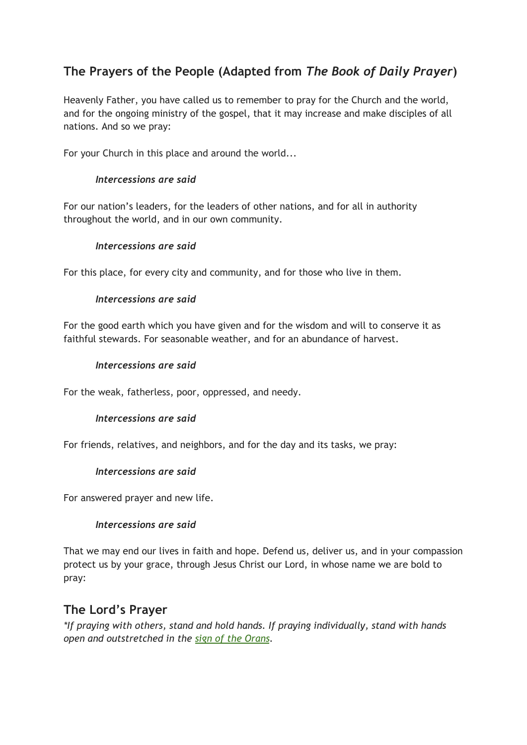## The Prayers of the People (Adapted from *The Book of Daily Prayer*)

Heavenly Father, you have called us to remember to pray for the Church and the world, and for the ongoing ministry of the gospel, that it may increase and make disciples of all nations. And so we pray:

For your Church in this place and around the world...

*Intercessions are said*

For our nation's leaders, for the leaders of other nations, and for all in authority throughout the world, and in our own community.

*Intercessions are said*

For this place, for every city and community, and for those who live in them.

*Intercessions are said*

For the good earth which you have given and for the wisdom and will to conserve it as faithful stewards. For seasonable weather, and for an abundance of harvest.

*Intercessions are said*

For the weak, fatherless, poor, oppressed, and needy.

*Intercessions are said*

For friends, relatives, and neighbors, and for the day and its tasks, we pray:

*Intercessions are said*

For answered prayer and new life.

*Intercessions are said*

That we may end our lives in faith and hope. Defend us, deliver us, and in your compassion protect us by your grace, through Jesus Christ our Lord, in whose name we are bold to pray:

## The Lord's Prayer

*\*If praying with others, stand and hold hands. If praying individually, stand with hands open and outstretched in the sign of the Orans.*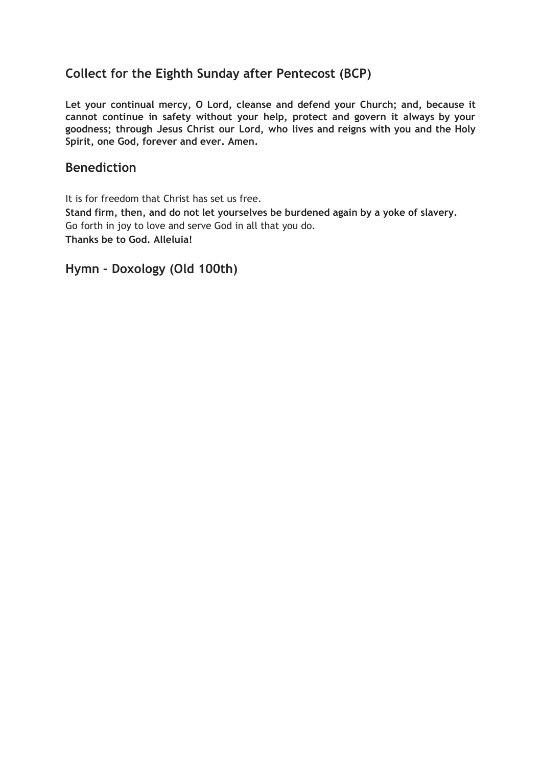## Collect for the Eighth Sunday after Pentecost (BCP)

**Let your continual mercy, O Lord, cleanse and defend your Church; and, because it cannot continue in safety without your help, protect and govern it always by your goodness; through Jesus Christ our Lord, who lives and reigns with you and the Holy Spirit, one God, forever and ever. Amen.**

## Benediction

It is for freedom that Christ has set us free.
**Stand firm, then, and do not let yourselves be burdened again by a yoke of slavery.**
Go forth in joy to love and serve God in all that you do.
**Thanks be to God. Alleluia!**

## Hymn – Doxology (Old 100th)